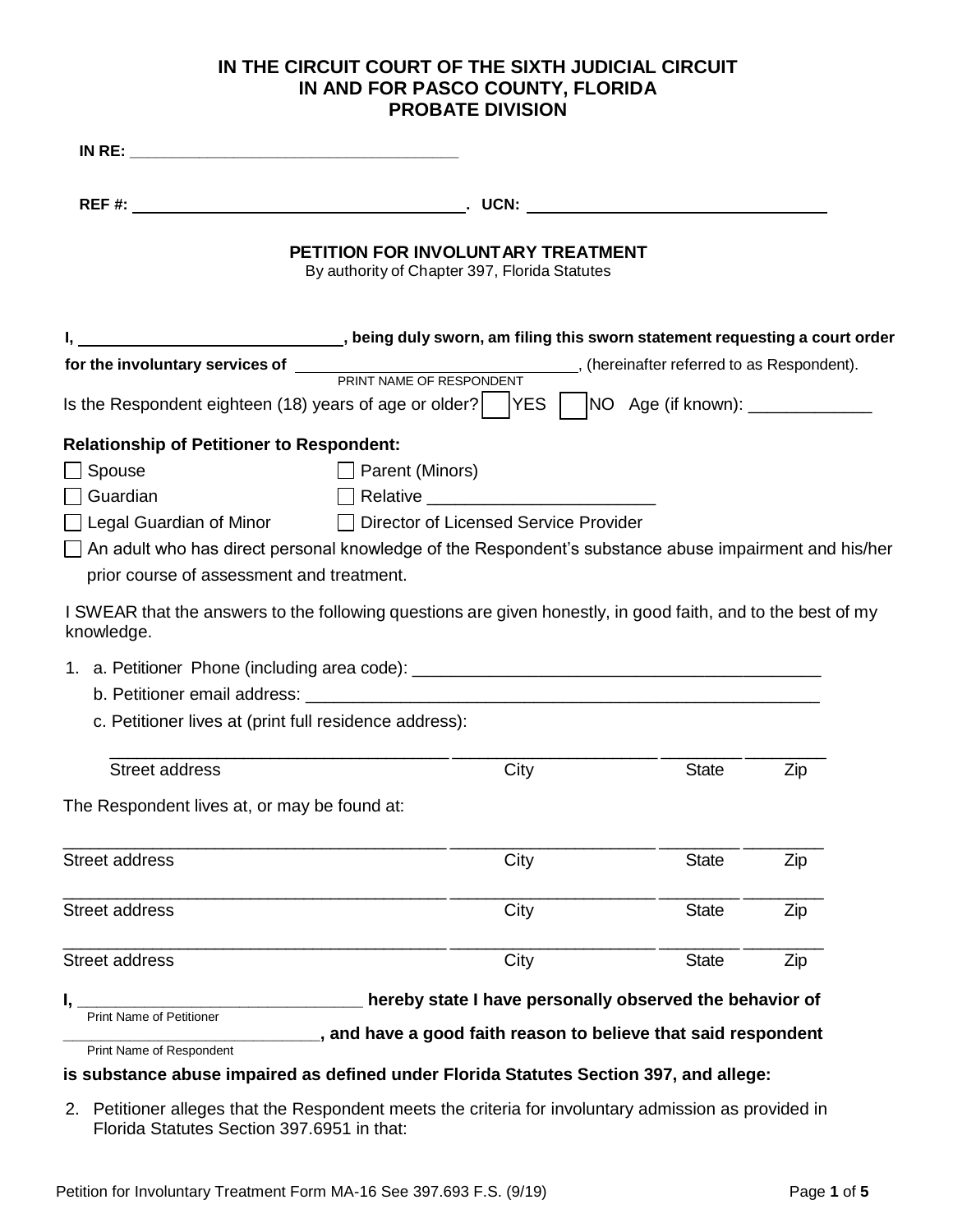**IN THE CIRCUIT COURT OF THE SIXTH JUDICIAL CIRCUIT**
**IN AND FOR PASCO COUNTY, FLORIDA**
**PROBATE DIVISION**

**IN RE:** ______________________________________

**REF #:** ______________________________________. **UCN:** ______________________________________

**PETITION FOR INVOLUNTARY TREATMENT**
By authority of Chapter 397, Florida Statutes

**I,** ______________________________, **being duly sworn, am filing this sworn statement requesting a court order for the involuntary services of** ______________________________, (hereinafter referred to as Respondent).
PRINT NAME OF RESPONDENT

Is the Respondent eighteen (18) years of age or older? ☐ YES ☐ NO Age (if known): _____________

**Relationship of Petitioner to Respondent:**

☐ Spouse ☐ Parent (Minors)
☐ Guardian ☐ Relative ________________________
☐ Legal Guardian of Minor ☐ Director of Licensed Service Provider
☐ An adult who has direct personal knowledge of the Respondent's substance abuse impairment and his/her prior course of assessment and treatment.

I SWEAR that the answers to the following questions are given honestly, in good faith, and to the best of my knowledge.

1. a. Petitioner Phone (including area code): ____________________________________________
   b. Petitioner email address: ________________________________________________________
   c. Petitioner lives at (print full residence address):

   ______________________________________ ______________________ ________ ________
   Street address City State Zip

The Respondent lives at, or may be found at:

______________________________________ ______________________ ________ ________
Street address City State Zip

______________________________________ ______________________ ________ ________
Street address City State Zip

______________________________________ ______________________ ________ ________
Street address City State Zip

**I,** ______________________________ **hereby state I have personally observed the behavior of**
Print Name of Petitioner
______________________________, **and have a good faith reason to believe that said respondent**
Print Name of Respondent
**is substance abuse impaired as defined under Florida Statutes Section 397, and allege:**

2. Petitioner alleges that the Respondent meets the criteria for involuntary admission as provided in Florida Statutes Section 397.6951 in that:

Petition for Involuntary Treatment Form MA-16 See 397.693 F.S. (9/19)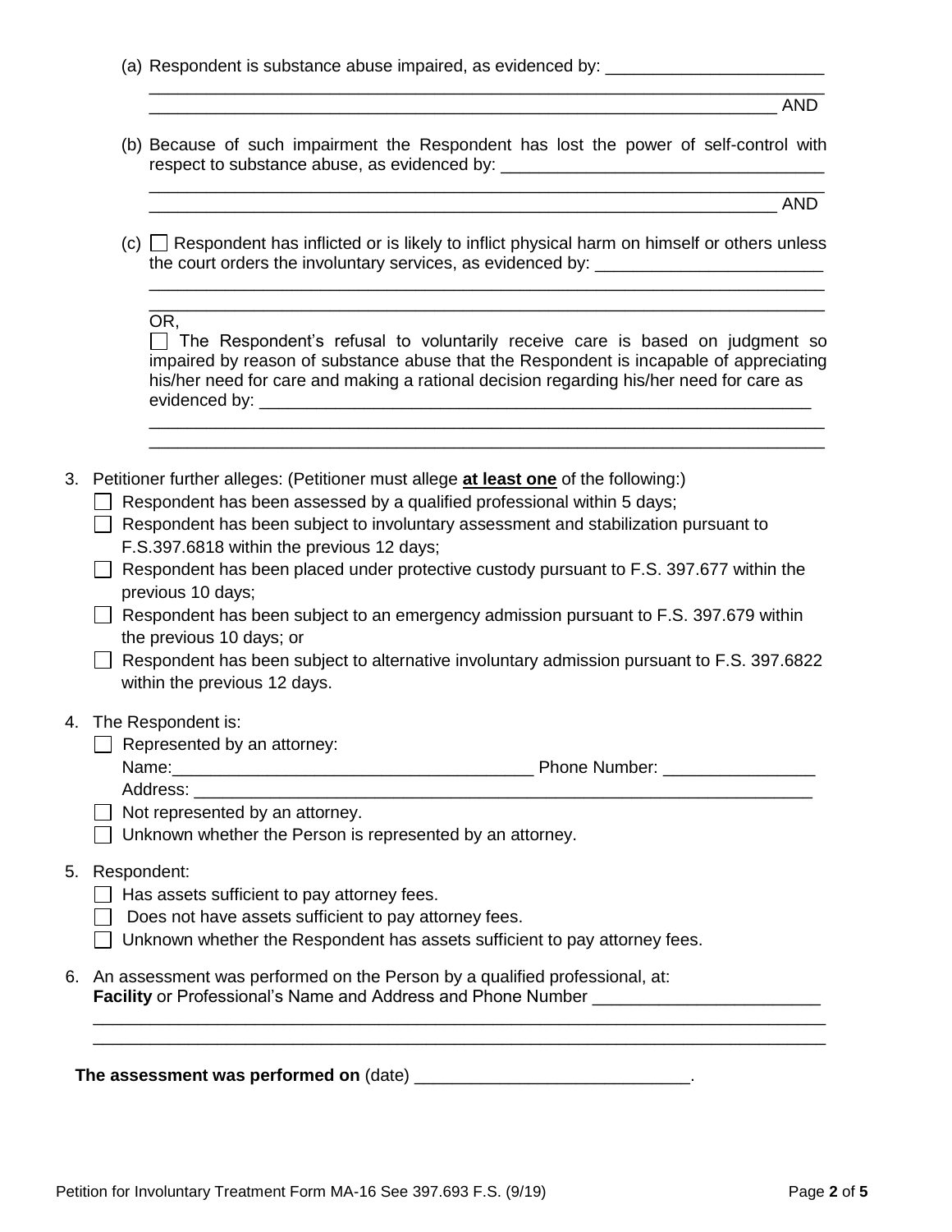(a) Respondent is substance abuse impaired, as evidenced by: ______________________
____________________________________________________________________
_________________________________________________________________ AND

(b) Because of such impairment the Respondent has lost the power of self-control with respect to substance abuse, as evidenced by: _________________________________
____________________________________________________________________
_________________________________________________________________ AND

(c) ☐ Respondent has inflicted or is likely to inflict physical harm on himself or others unless the court orders the involuntary services, as evidenced by: _______________________
____________________________________________________________________
____________________________________________________________________

OR,

☐ The Respondent's refusal to voluntarily receive care is based on judgment so impaired by reason of substance abuse that the Respondent is incapable of appreciating his/her need for care and making a rational decision regarding his/her need for care as evidenced by: ___________________________________________________________
____________________________________________________________________
____________________________________________________________________

3. Petitioner further alleges: (Petitioner must allege **at least one** of the following:)
   - ☐ Respondent has been assessed by a qualified professional within 5 days;
   - ☐ Respondent has been subject to involuntary assessment and stabilization pursuant to F.S.397.6818 within the previous 12 days;
   - ☐ Respondent has been placed under protective custody pursuant to F.S. 397.677 within the previous 10 days;
   - ☐ Respondent has been subject to an emergency admission pursuant to F.S. 397.679 within the previous 10 days; or
   - ☐ Respondent has been subject to alternative involuntary admission pursuant to F.S. 397.6822 within the previous 12 days.

4. The Respondent is:
   - ☐ Represented by an attorney:
     Name:_____________________________________ Phone Number: _______________
     Address: _______________________________________________________________
   - ☐ Not represented by an attorney.
   - ☐ Unknown whether the Person is represented by an attorney.

5. Respondent:
   - ☐ Has assets sufficient to pay attorney fees.
   - ☐ Does not have assets sufficient to pay attorney fees.
   - ☐ Unknown whether the Respondent has assets sufficient to pay attorney fees.

6. An assessment was performed on the Person by a qualified professional, at:
   **Facility** or Professional's Name and Address and Phone Number _______________________
   ________________________________________________________________________
   ________________________________________________________________________

**The assessment was performed on** (date) ____________________________.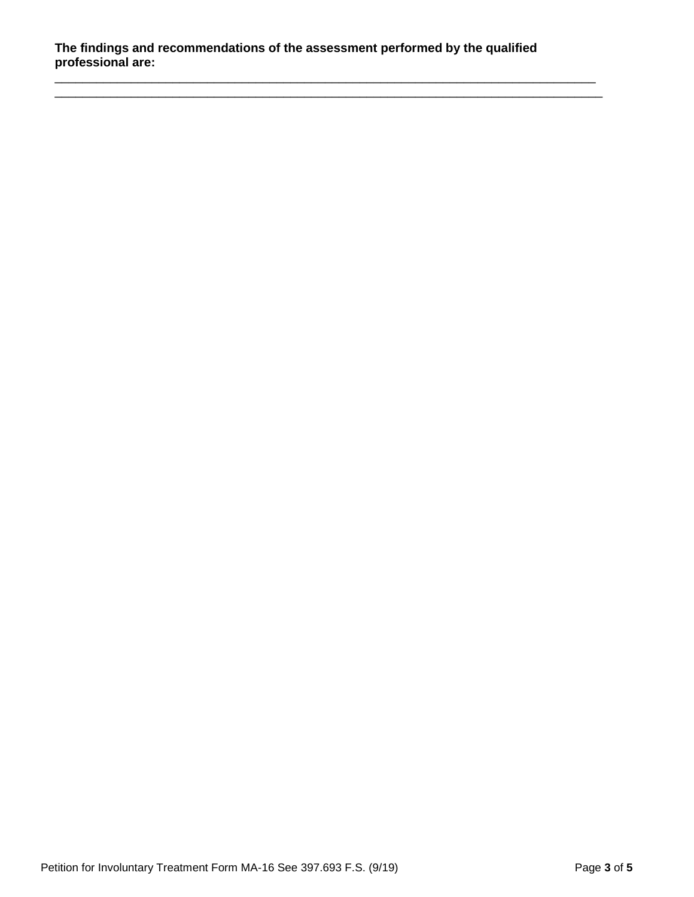**The findings and recommendations of the assessment performed by the qualified professional are:**

\_\_\_\_\_\_\_\_\_\_\_\_\_\_\_\_\_\_\_\_\_\_\_\_\_\_\_\_\_\_\_\_\_\_\_\_\_\_\_\_\_\_\_\_\_\_\_\_\_\_\_\_\_\_\_\_\_\_\_\_\_\_\_\_\_\_\_\_\_\_\_\_\_\_\_\_\_\_\_\_\_\_\_\_\_\_\_\_

\_\_\_\_\_\_\_\_\_\_\_\_\_\_\_\_\_\_\_\_\_\_\_\_\_\_\_\_\_\_\_\_\_\_\_\_\_\_\_\_\_\_\_\_\_\_\_\_\_\_\_\_\_\_\_\_\_\_\_\_\_\_\_\_\_\_\_\_\_\_\_\_\_\_\_\_\_\_\_\_\_\_\_\_\_\_\_\_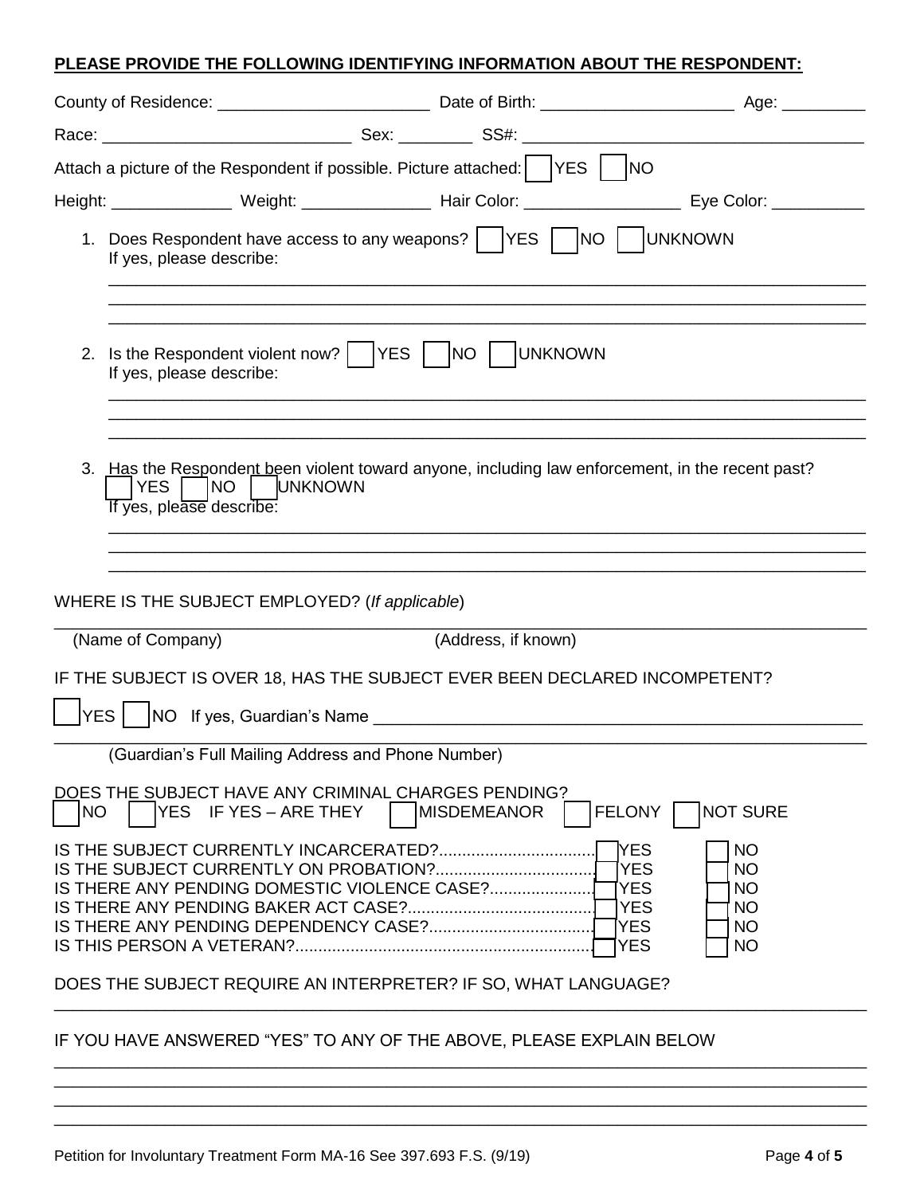**PLEASE PROVIDE THE FOLLOWING IDENTIFYING INFORMATION ABOUT THE RESPONDENT:**

County of Residence: ______________________ Date of Birth: ____________________ Age: _________

Race: __________________________ Sex: ________ SS#: ___________________________________

Attach a picture of the Respondent if possible. Picture attached: ☐ YES ☐ NO

Height: _____________ Weight: ______________ Hair Color: _________________ Eye Color: __________

1. Does Respondent have access to any weapons? ☐ YES ☐ NO ☐ UNKNOWN
   If yes, please describe:
   ______________________________________________________________________________
   ______________________________________________________________________________
   ______________________________________________________________________________

2. Is the Respondent violent now? ☐ YES ☐ NO ☐ UNKNOWN
   If yes, please describe:
   ______________________________________________________________________________
   ______________________________________________________________________________
   ______________________________________________________________________________

3. Has the Respondent been violent toward anyone, including law enforcement, in the recent past?
   ☐ YES ☐ NO ☐ UNKNOWN
   If yes, please describe:
   ______________________________________________________________________________
   ______________________________________________________________________________
   ______________________________________________________________________________

WHERE IS THE SUBJECT EMPLOYED? (*If applicable*)

______________________________________________________________________________

(Name of Company) (Address, if known)

IF THE SUBJECT IS OVER 18, HAS THE SUBJECT EVER BEEN DECLARED INCOMPETENT?

☐ YES ☐ NO If yes, Guardian's Name ______________________________________________________

______________________________________________________________________________

(Guardian's Full Mailing Address and Phone Number)

DOES THE SUBJECT HAVE ANY CRIMINAL CHARGES PENDING?
☐ NO ☐ YES IF YES – ARE THEY ☐ MISDEMEANOR ☐ FELONY ☐ NOT SURE

IS THE SUBJECT CURRENTLY INCARCERATED?.................................. ☐ YES ☐ NO
IS THE SUBJECT CURRENTLY ON PROBATION?.................................. ☐ YES ☐ NO
IS THERE ANY PENDING DOMESTIC VIOLENCE CASE?...................... ☐ YES ☐ NO
IS THERE ANY PENDING BAKER ACT CASE?........................................ ☐ YES ☐ NO
IS THERE ANY PENDING DEPENDENCY CASE?.................................... ☐ YES ☐ NO
IS THIS PERSON A VETERAN?................................................................ ☐ YES ☐ NO

DOES THE SUBJECT REQUIRE AN INTERPRETER? IF SO, WHAT LANGUAGE?

______________________________________________________________________________

IF YOU HAVE ANSWERED "YES" TO ANY OF THE ABOVE, PLEASE EXPLAIN BELOW

______________________________________________________________________________
______________________________________________________________________________
______________________________________________________________________________
______________________________________________________________________________

Petition for Involuntary Treatment Form MA-16 See 397.693 F.S. (9/19)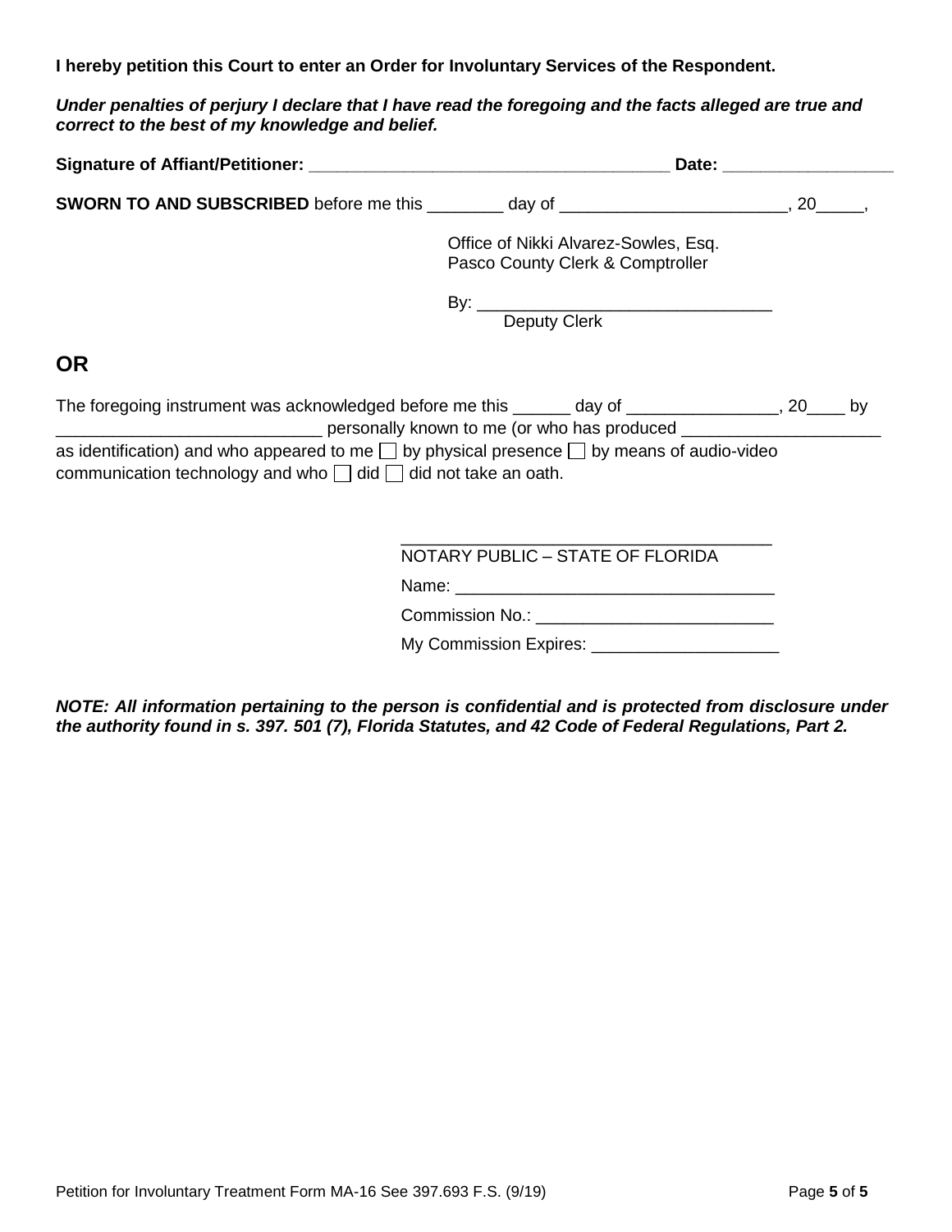**I hereby petition this Court to enter an Order for Involuntary Services of the Respondent.**

***Under penalties of perjury I declare that I have read the foregoing and the facts alleged are true and correct to the best of my knowledge and belief.***

**Signature of Affiant/Petitioner: ______________________________________ Date: __________________**

**SWORN TO AND SUBSCRIBED** before me this ________ day of ________________________, 20_____,

Office of Nikki Alvarez-Sowles, Esq.
Pasco County Clerk & Comptroller

By: _______________________________
Deputy Clerk

## OR

The foregoing instrument was acknowledged before me this ______ day of ________________, 20____ by ____________________________ personally known to me (or who has produced _____________________ as identification) and who appeared to me ☐ by physical presence ☐ by means of audio-video communication technology and who ☐ did ☐ did not take an oath.

_____________________________________
NOTARY PUBLIC – STATE OF FLORIDA

Name: __________________________________

Commission No.: _________________________

My Commission Expires: ___________________

***NOTE: All information pertaining to the person is confidential and is protected from disclosure under the authority found in s. 397. 501 (7), Florida Statutes, and 42 Code of Federal Regulations, Part 2.***

Petition for Involuntary Treatment Form MA-16 See 397.693 F.S. (9/19)